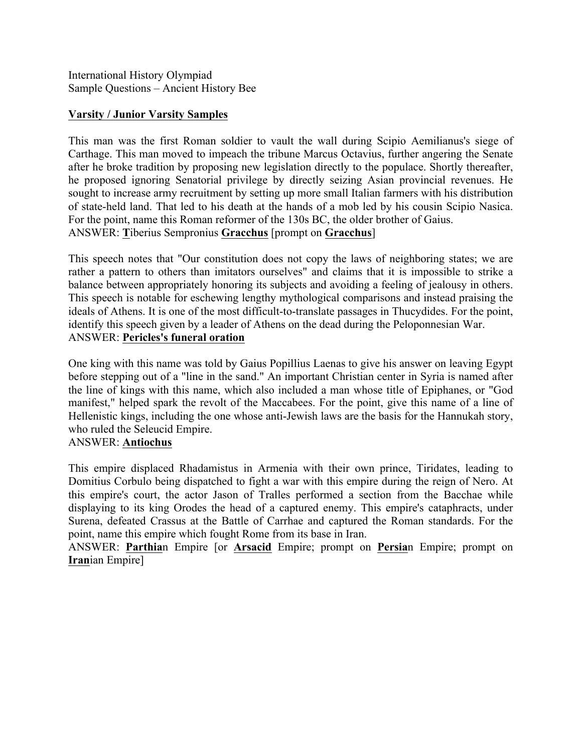International History Olympiad
Sample Questions – Ancient History Bee

**<u>Varsity / Junior Varsity Samples</u>**

This man was the first Roman soldier to vault the wall during Scipio Aemilianus's siege of Carthage. This man moved to impeach the tribune Marcus Octavius, further angering the Senate after he broke tradition by proposing new legislation directly to the populace. Shortly thereafter, he proposed ignoring Senatorial privilege by directly seizing Asian provincial revenues. He sought to increase army recruitment by setting up more small Italian farmers with his distribution of state-held land. That led to his death at the hands of a mob led by his cousin Scipio Nasica. For the point, name this Roman reformer of the 130s BC, the older brother of Gaius.
ANSWER: **<u>T</u>**iberius Sempronius **<u>Gracchus</u>** [prompt on **<u>Gracchus</u>**]

This speech notes that "Our constitution does not copy the laws of neighboring states; we are rather a pattern to others than imitators ourselves" and claims that it is impossible to strike a balance between appropriately honoring its subjects and avoiding a feeling of jealousy in others. This speech is notable for eschewing lengthy mythological comparisons and instead praising the ideals of Athens. It is one of the most difficult-to-translate passages in Thucydides. For the point, identify this speech given by a leader of Athens on the dead during the Peloponnesian War.
ANSWER: **<u>Pericles's funeral oration</u>**

One king with this name was told by Gaius Popillius Laenas to give his answer on leaving Egypt before stepping out of a "line in the sand." An important Christian center in Syria is named after the line of kings with this name, which also included a man whose title of Epiphanes, or "God manifest," helped spark the revolt of the Maccabees. For the point, give this name of a line of Hellenistic kings, including the one whose anti-Jewish laws are the basis for the Hannukah story, who ruled the Seleucid Empire.
ANSWER: **<u>Antiochus</u>**

This empire displaced Rhadamistus in Armenia with their own prince, Tiridates, leading to Domitius Corbulo being dispatched to fight a war with this empire during the reign of Nero. At this empire's court, the actor Jason of Tralles performed a section from the Bacchae while displaying to its king Orodes the head of a captured enemy. This empire's cataphracts, under Surena, defeated Crassus at the Battle of Carrhae and captured the Roman standards. For the point, name this empire which fought Rome from its base in Iran.
ANSWER: **<u>Parthia</u>**n Empire [or **<u>Arsacid</u>** Empire; prompt on **<u>Persia</u>**n Empire; prompt on **<u>Iran</u>**ian Empire]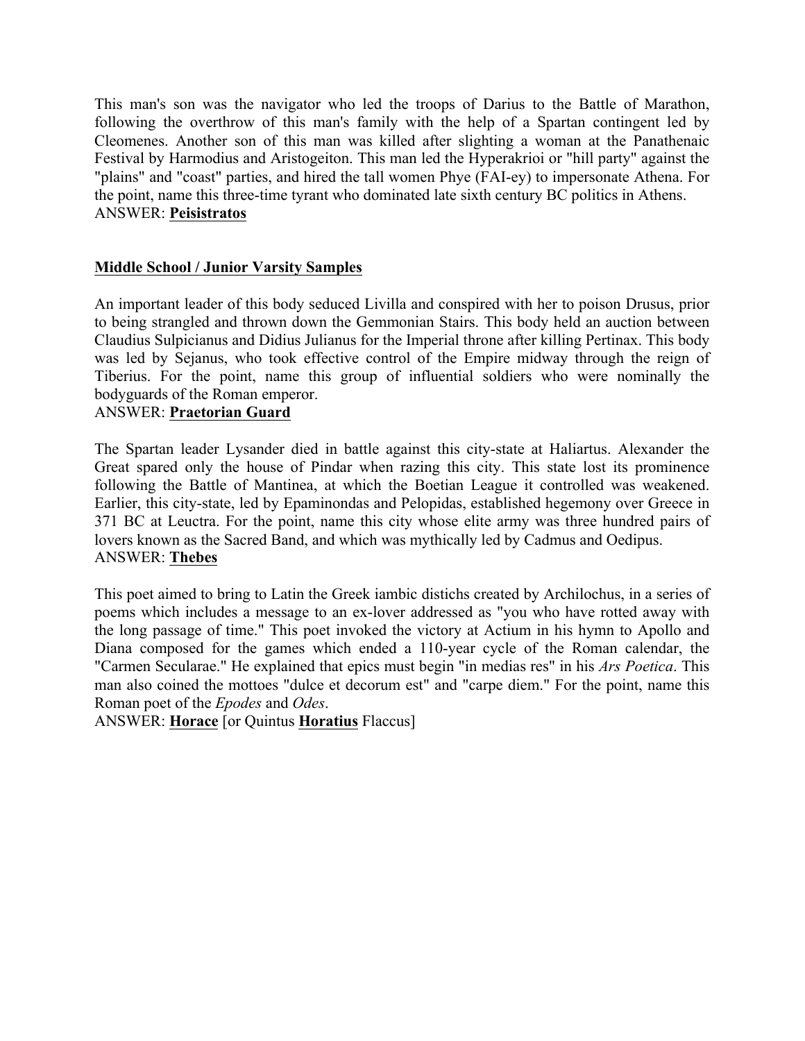This man's son was the navigator who led the troops of Darius to the Battle of Marathon, following the overthrow of this man's family with the help of a Spartan contingent led by Cleomenes. Another son of this man was killed after slighting a woman at the Panathenaic Festival by Harmodius and Aristogeiton. This man led the Hyperakrioi or "hill party" against the "plains" and "coast" parties, and hired the tall women Phye (FAI-ey) to impersonate Athena. For the point, name this three-time tyrant who dominated late sixth century BC politics in Athens.
ANSWER: **Peisistratos**

## Middle School / Junior Varsity Samples

An important leader of this body seduced Livilla and conspired with her to poison Drusus, prior to being strangled and thrown down the Gemmonian Stairs. This body held an auction between Claudius Sulpicianus and Didius Julianus for the Imperial throne after killing Pertinax. This body was led by Sejanus, who took effective control of the Empire midway through the reign of Tiberius. For the point, name this group of influential soldiers who were nominally the bodyguards of the Roman emperor.
ANSWER: **Praetorian Guard**

The Spartan leader Lysander died in battle against this city-state at Haliartus. Alexander the Great spared only the house of Pindar when razing this city. This state lost its prominence following the Battle of Mantinea, at which the Boetian League it controlled was weakened. Earlier, this city-state, led by Epaminondas and Pelopidas, established hegemony over Greece in 371 BC at Leuctra. For the point, name this city whose elite army was three hundred pairs of lovers known as the Sacred Band, and which was mythically led by Cadmus and Oedipus.
ANSWER: **Thebes**

This poet aimed to bring to Latin the Greek iambic distichs created by Archilochus, in a series of poems which includes a message to an ex-lover addressed as "you who have rotted away with the long passage of time." This poet invoked the victory at Actium in his hymn to Apollo and Diana composed for the games which ended a 110-year cycle of the Roman calendar, the "Carmen Secularae." He explained that epics must begin "in medias res" in his *Ars Poetica*. This man also coined the mottoes "dulce et decorum est" and "carpe diem." For the point, name this Roman poet of the *Epodes* and *Odes*.
ANSWER: **Horace** [or Quintus **Horatius** Flaccus]